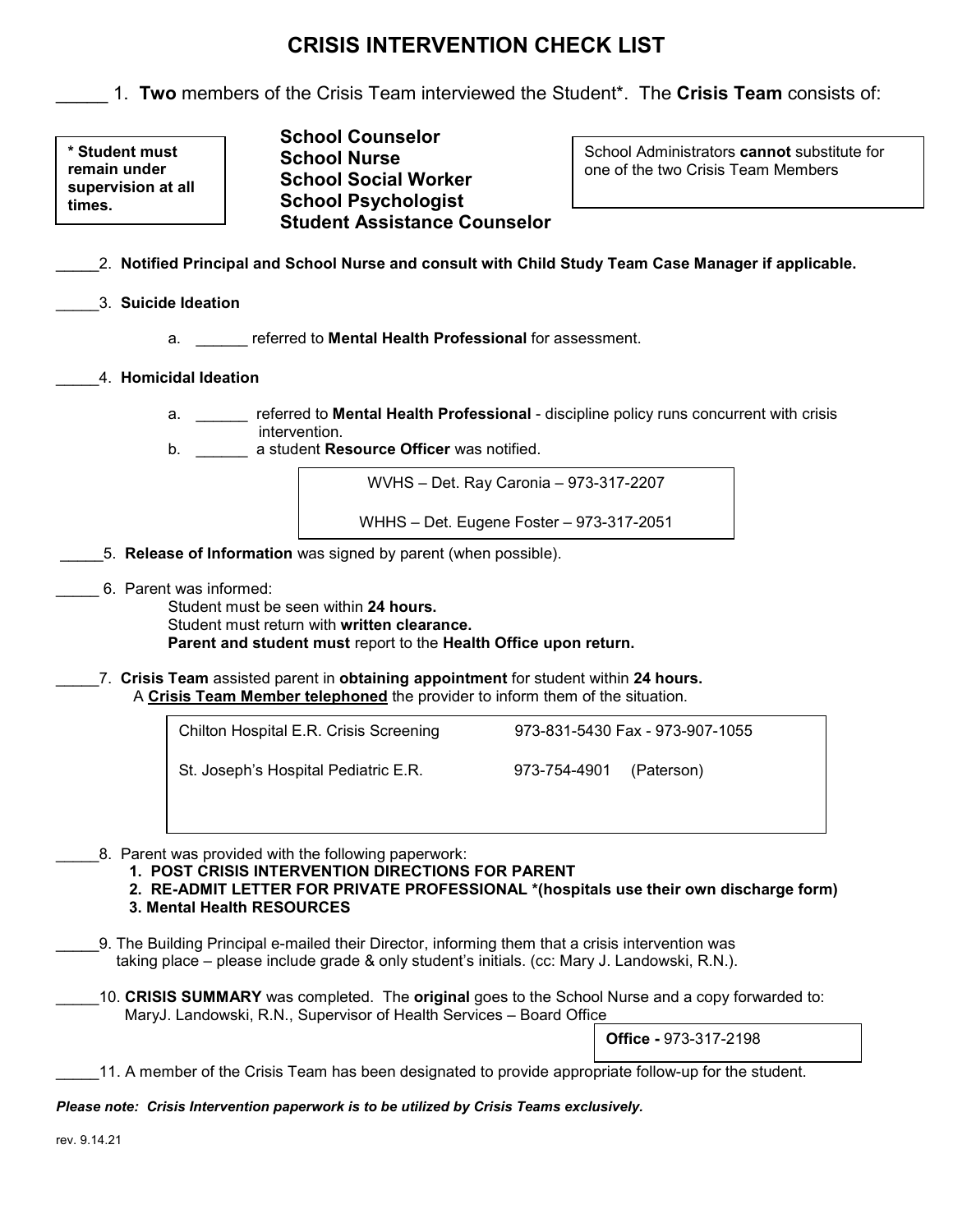# CRISIS INTERVENTION CHECK LIST

_____ 1. **Two** members of the Crisis Team interviewed the Student*. The **Crisis Team** consists of:

> **\* Student must remain under supervision at all times.**

**School Counselor**
**School Nurse**
**School Social Worker**
**School Psychologist**
**Student Assistance Counselor**

> School Administrators **cannot** substitute for one of the two Crisis Team Members

_____2. **Notified Principal and School Nurse and consult with Child Study Team Case Manager if applicable.**

_____3. **Suicide Ideation**

a. ______ referred to **Mental Health Professional** for assessment.

_____4. **Homicidal Ideation**

a. ______ referred to **Mental Health Professional** - discipline policy runs concurrent with crisis intervention.
b. ______ a student **Resource Officer** was notified.

> WVHS – Det. Ray Caronia – 973-317-2207
>
> WHHS – Det. Eugene Foster – 973-317-2051

_____5. **Release of Information** was signed by parent (when possible).

_____ 6. Parent was informed:
Student must be seen within **24 hours.**
Student must return with **written clearance.**
**Parent and student must** report to the **Health Office upon return.**

_____7. **Crisis Team** assisted parent in **obtaining appointment** for student within **24 hours.**
A **Crisis Team Member telephoned** the provider to inform them of the situation.

| | |
|---|---|
| Chilton Hospital E.R. Crisis Screening | 973-831-5430 Fax - 973-907-1055 |
| St. Joseph's Hospital Pediatric E.R. | 973-754-4901 (Paterson) |

_____8. Parent was provided with the following paperwork:
**1. POST CRISIS INTERVENTION DIRECTIONS FOR PARENT**
**2. RE-ADMIT LETTER FOR PRIVATE PROFESSIONAL *(hospitals use their own discharge form)**
**3. Mental Health RESOURCES**

_____9. The Building Principal e-mailed their Director, informing them that a crisis intervention was taking place – please include grade & only student's initials. (cc: Mary J. Landowski, R.N.).

_____10. **CRISIS SUMMARY** was completed. The **original** goes to the School Nurse and a copy forwarded to: MaryJ. Landowski, R.N., Supervisor of Health Services – Board Office

> **Office -** 973-317-2198

_____11. A member of the Crisis Team has been designated to provide appropriate follow-up for the student.

***Please note: Crisis Intervention paperwork is to be utilized by Crisis Teams exclusively.***

rev. 9.14.21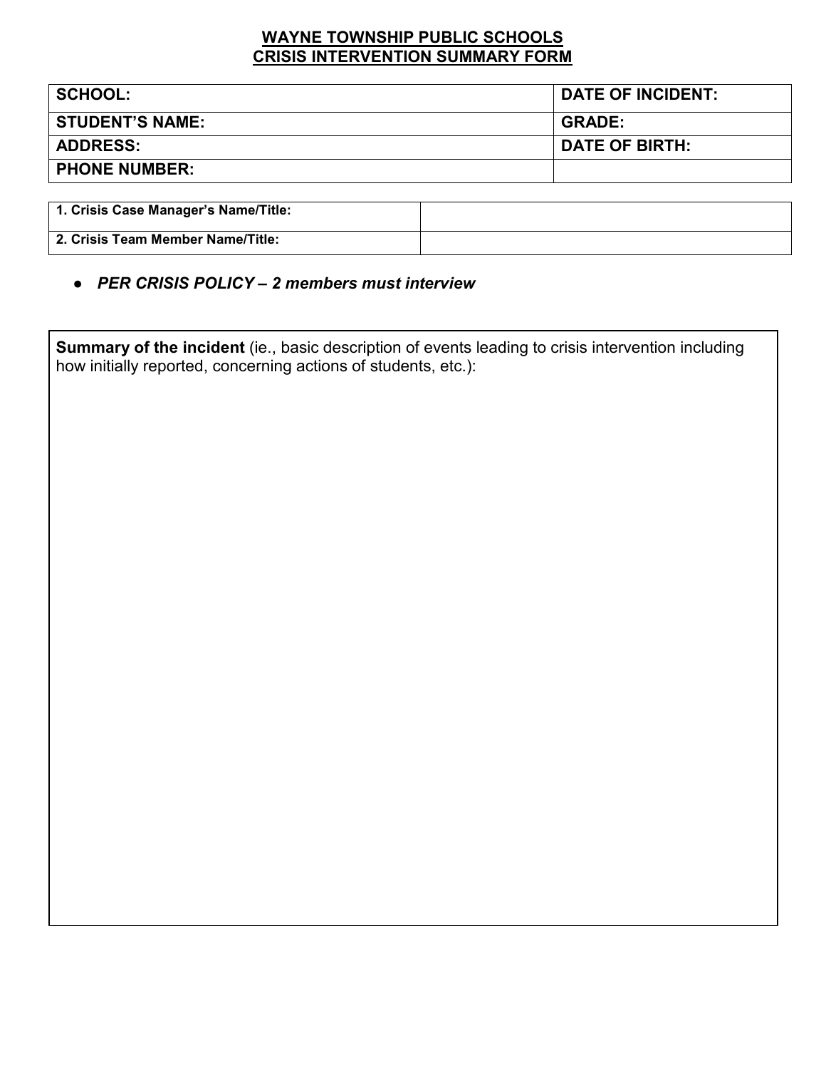**WAYNE TOWNSHIP PUBLIC SCHOOLS**
**CRISIS INTERVENTION SUMMARY FORM**

| **SCHOOL:** | **DATE OF INCIDENT:** |
|---|---|
| **STUDENT'S NAME:** | **GRADE:** |
| **ADDRESS:** | **DATE OF BIRTH:** |
| **PHONE NUMBER:** | |

| **1. Crisis Case Manager's Name/Title:** | |
|---|---|
| **2. Crisis Team Member Name/Title:** | |

- ***PER CRISIS POLICY – 2 members must interview***

**Summary of the incident** (ie., basic description of events leading to crisis intervention including how initially reported, concerning actions of students, etc.):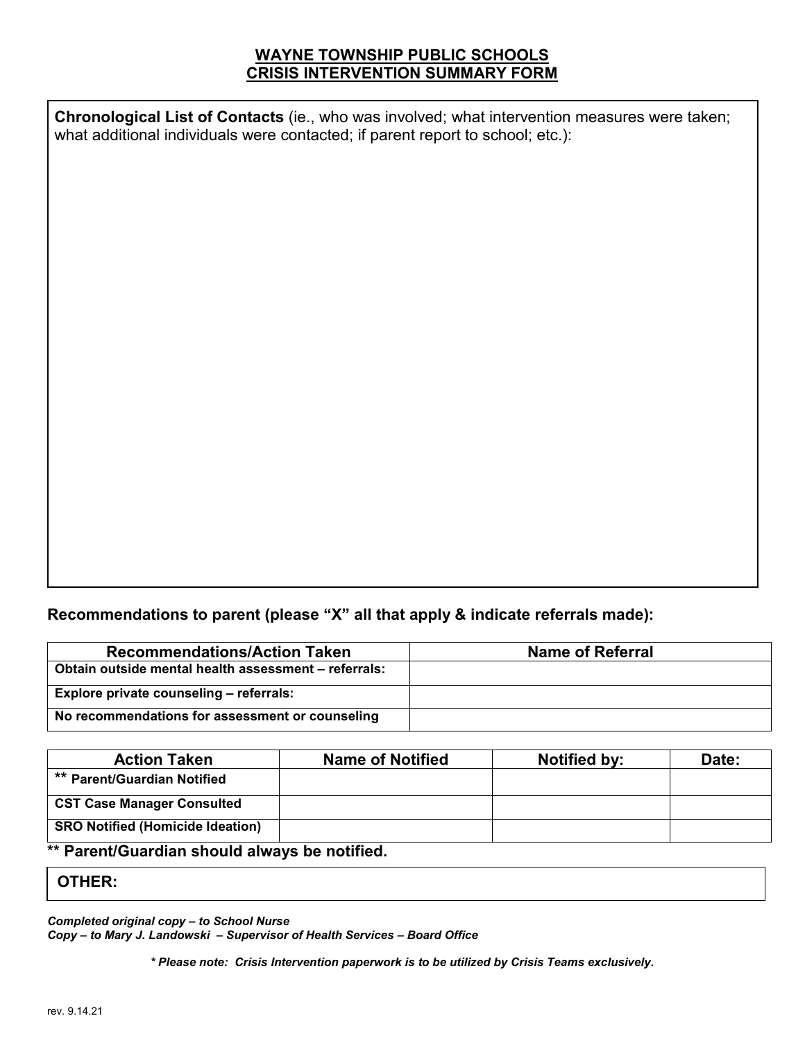# WAYNE TOWNSHIP PUBLIC SCHOOLS
# CRISIS INTERVENTION SUMMARY FORM

**Chronological List of Contacts** (ie., who was involved; what intervention measures were taken; what additional individuals were contacted; if parent report to school; etc.):

**Recommendations to parent (please "X" all that apply & indicate referrals made):**

| Recommendations/Action Taken | Name of Referral |
|---|---|
| **Obtain outside mental health assessment – referrals:** | |
| **Explore private counseling – referrals:** | |
| **No recommendations for assessment or counseling** | |

| Action Taken | Name of Notified | Notified by: | Date: |
|---|---|---|---|
| **** Parent/Guardian Notified** | | | |
| **CST Case Manager Consulted** | | | |
| **SRO Notified (Homicide Ideation)** | | | |

**** Parent/Guardian should always be notified.**

**OTHER:**

*Completed original copy – to School Nurse*
*Copy – to Mary J. Landowski – Supervisor of Health Services – Board Office*

*** Please note: Crisis Intervention paperwork is to be utilized by Crisis Teams exclusively.***

rev. 9.14.21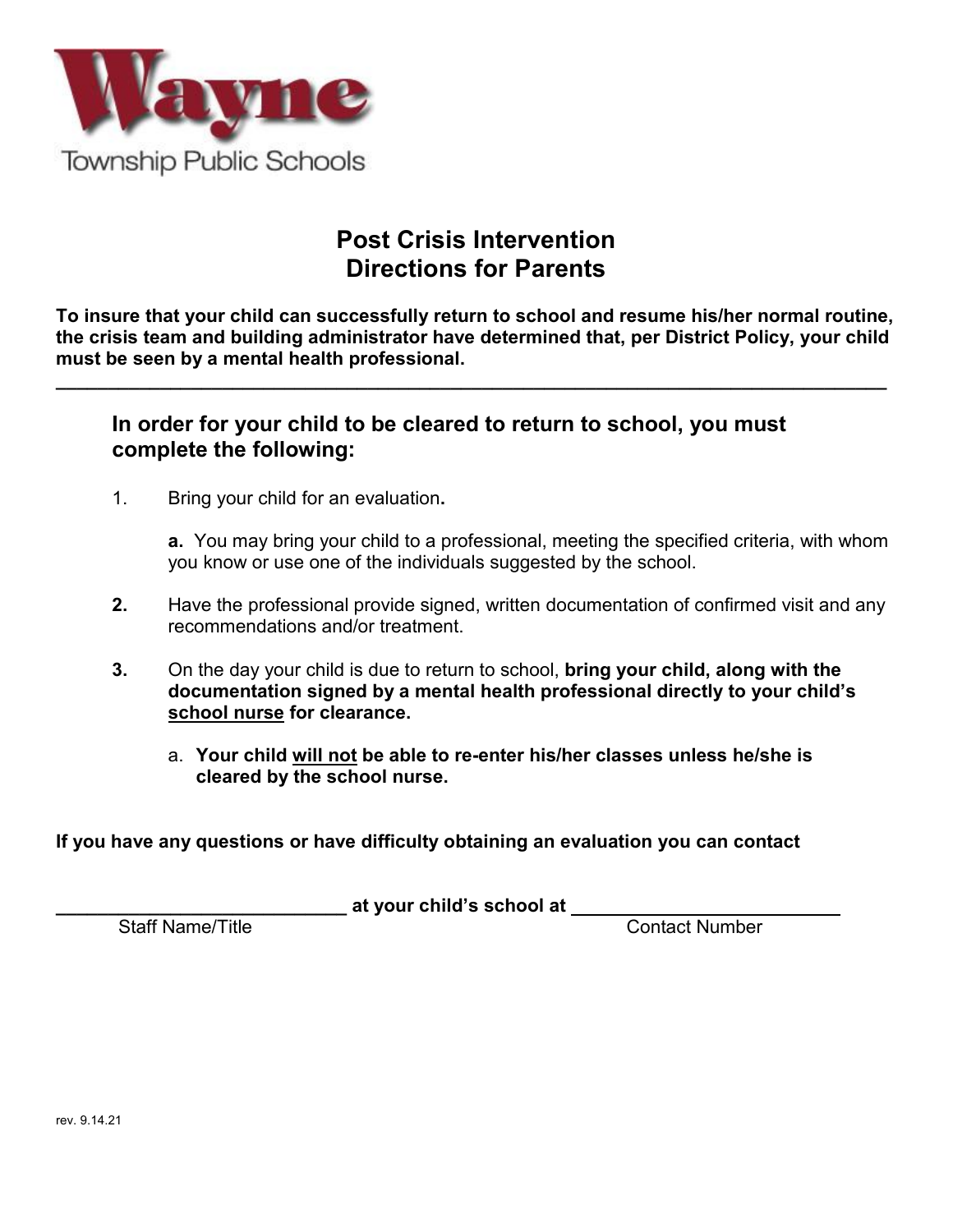Wayne

Township Public Schools

# Post Crisis Intervention
# Directions for Parents

**To insure that your child can successfully return to school and resume his/her normal routine, the crisis team and building administrator have determined that, per District Policy, your child must be seen by a mental health professional.**

---

## In order for your child to be cleared to return to school, you must complete the following:

1. Bring your child for an evaluation**.**

   **a.** You may bring your child to a professional, meeting the specified criteria, with whom you know or use one of the individuals suggested by the school.

**2.** Have the professional provide signed, written documentation of confirmed visit and any recommendations and/or treatment.

**3.** On the day your child is due to return to school, **bring your child, along with the documentation signed by a mental health professional directly to your child's school nurse for clearance.**

   a. **Your child will not be able to re-enter his/her classes unless he/she is cleared by the school nurse.**

**If you have any questions or have difficulty obtaining an evaluation you can contact**

**______________________________ at your child's school at ____________________________**

Staff Name/Title                                                                                    Contact Number

rev. 9.14.21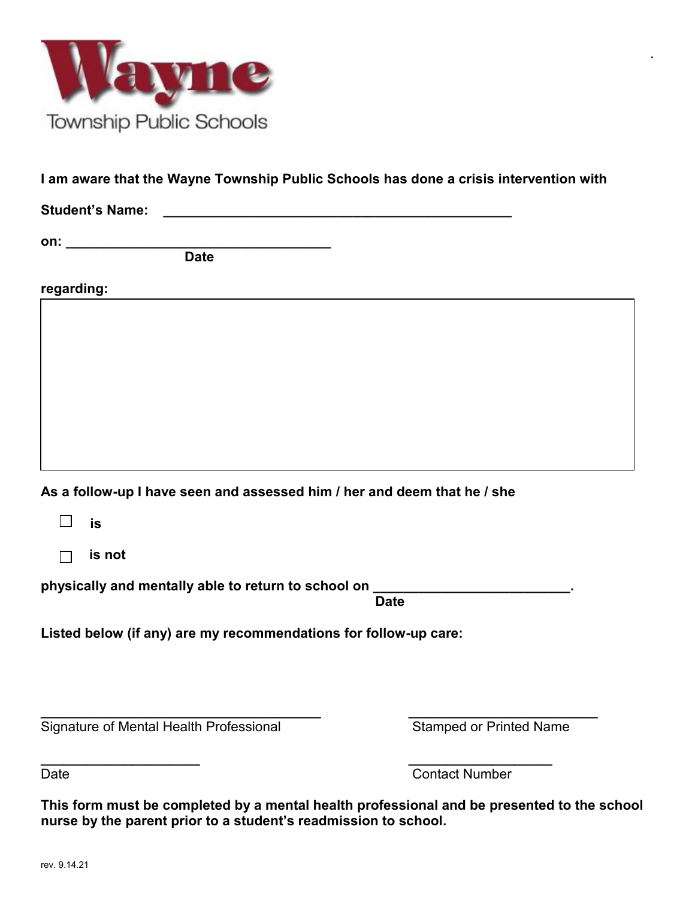**Wayne**

Township Public Schools

**I am aware that the Wayne Township Public Schools has done a crisis intervention with**

**Student's Name:** ______________________________________________

**on:** ___________________________________
**Date**

**regarding:**

| |
|---|
| |

**As a follow-up I have seen and assessed him / her and deem that he / she**

☐ **is**

☐ **is not**

**physically and mentally able to return to school on** _________________________.
**Date**

**Listed below (if any) are my recommendations for follow-up care:**

_____________________________________
Signature of Mental Health Professional

_________________________
Stamped or Printed Name

_____________________
Date

___________________
Contact Number

**This form must be completed by a mental health professional and be presented to the school nurse by the parent prior to a student's readmission to school.**

rev. 9.14.21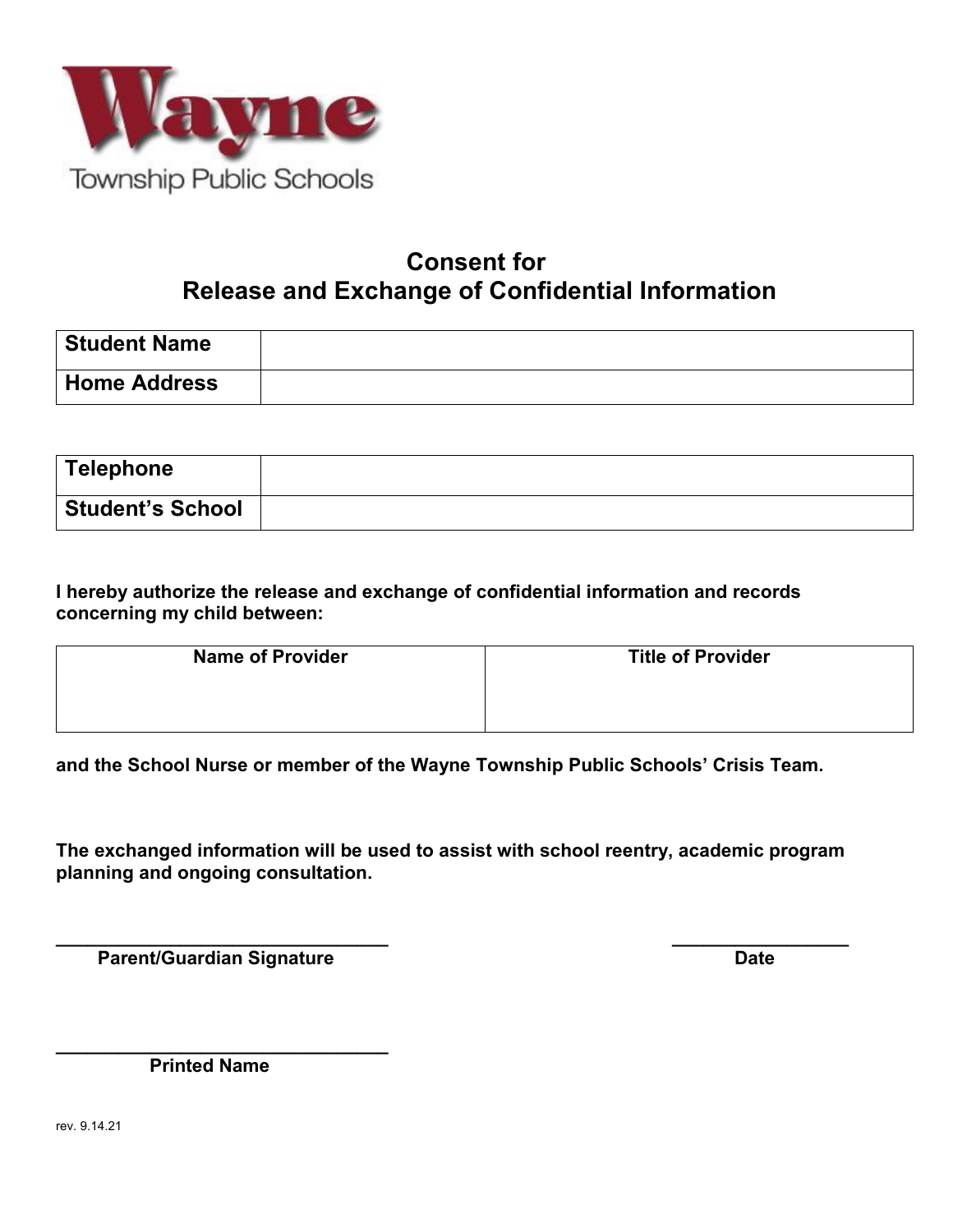Wayne

Township Public Schools

## Consent for Release and Exchange of Confidential Information

| | |
|---|---|
| **Student Name** | |
| **Home Address** | |

| | |
|---|---|
| **Telephone** | |
| **Student's School** | |

**I hereby authorize the release and exchange of confidential information and records concerning my child between:**

| Name of Provider | Title of Provider |
|---|---|
| | |

**and the School Nurse or member of the Wayne Township Public Schools' Crisis Team.**

**The exchanged information will be used to assist with school reentry, academic program planning and ongoing consultation.**

________________________________ &nbsp;&nbsp;&nbsp;&nbsp;&nbsp;&nbsp;&nbsp;&nbsp; _________________

**Parent/Guardian Signature** &nbsp;&nbsp;&nbsp;&nbsp;&nbsp;&nbsp;&nbsp;&nbsp; **Date**

________________________________

**Printed Name**

rev. 9.14.21